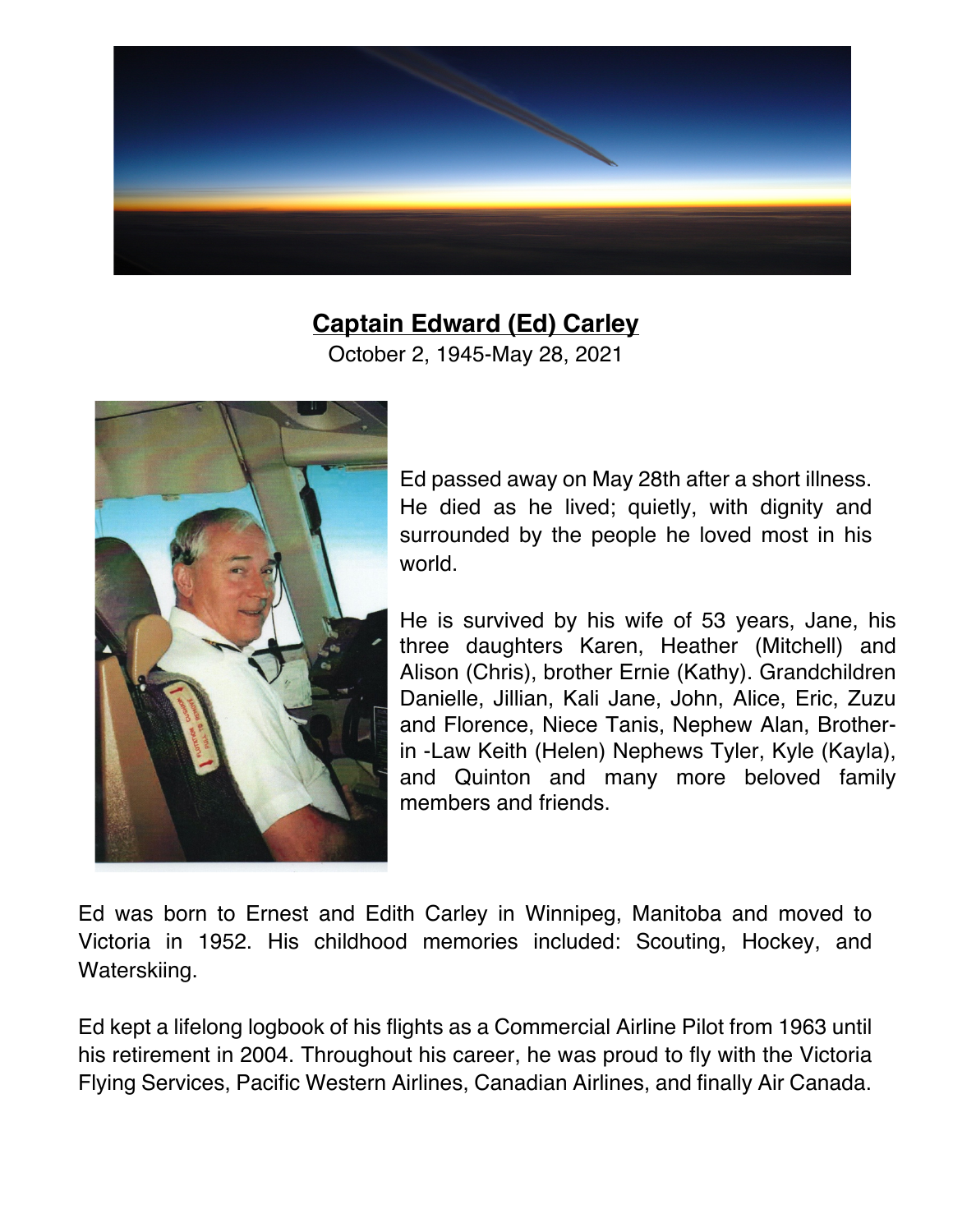**Captain Edward (Ed) Carley**

October 2, 1945-May 28, 2021

Ed passed away on May 28th after a short illness. He died as he lived; quietly, with dignity and surrounded by the people he loved most in his world.

He is survived by his wife of 53 years, Jane, his three daughters Karen, Heather (Mitchell) and Alison (Chris), brother Ernie (Kathy). Grandchildren Danielle, Jillian, Kali Jane, John, Alice, Eric, Zuzu and Florence, Niece Tanis, Nephew Alan, Brother-in -Law Keith (Helen) Nephews Tyler, Kyle (Kayla), and Quinton and many more beloved family members and friends.

Ed was born to Ernest and Edith Carley in Winnipeg, Manitoba and moved to Victoria in 1952. His childhood memories included: Scouting, Hockey, and Waterskiing.

Ed kept a lifelong logbook of his flights as a Commercial Airline Pilot from 1963 until his retirement in 2004. Throughout his career, he was proud to fly with the Victoria Flying Services, Pacific Western Airlines, Canadian Airlines, and finally Air Canada.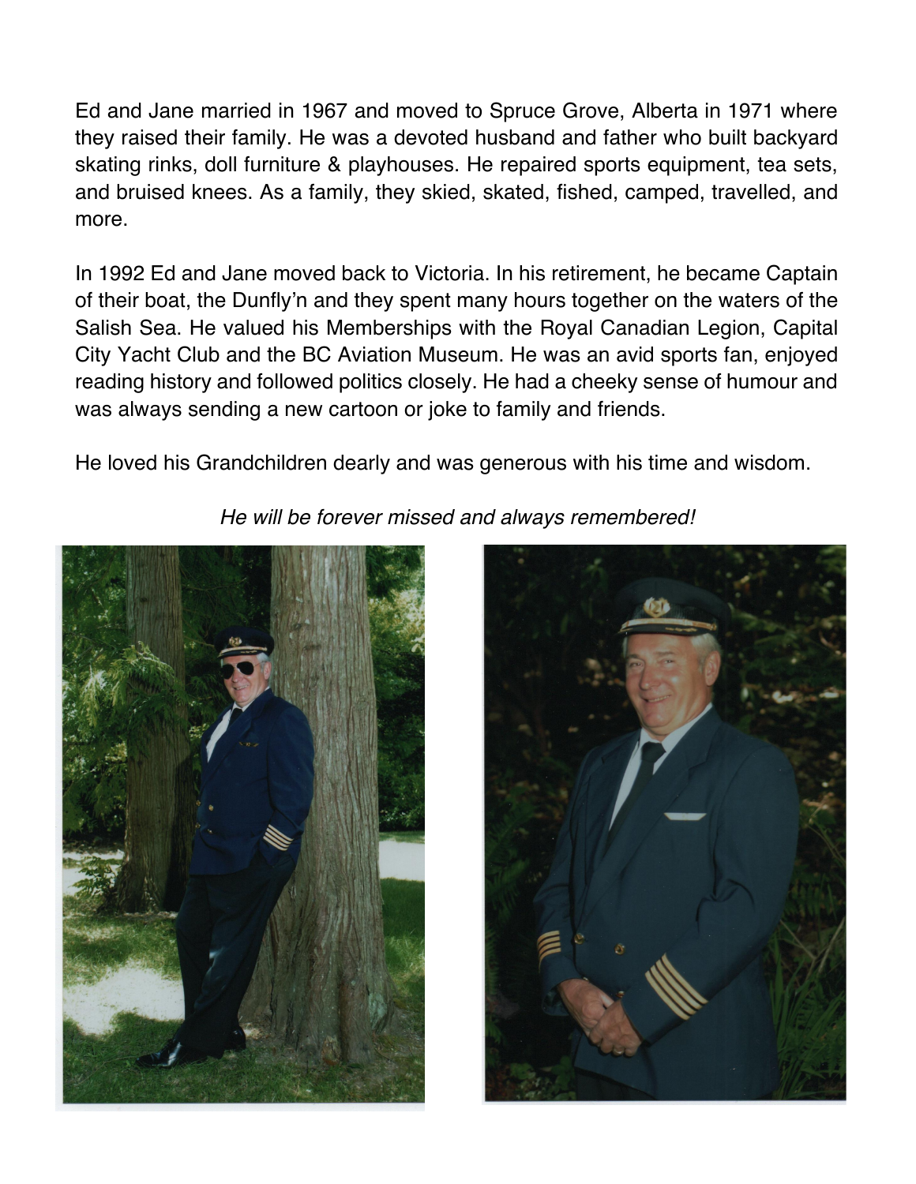Ed and Jane married in 1967 and moved to Spruce Grove, Alberta in 1971 where they raised their family. He was a devoted husband and father who built backyard skating rinks, doll furniture & playhouses. He repaired sports equipment, tea sets, and bruised knees. As a family, they skied, skated, fished, camped, travelled, and more.

In 1992 Ed and Jane moved back to Victoria. In his retirement, he became Captain of their boat, the Dunfly'n and they spent many hours together on the waters of the Salish Sea. He valued his Memberships with the Royal Canadian Legion, Capital City Yacht Club and the BC Aviation Museum. He was an avid sports fan, enjoyed reading history and followed politics closely. He had a cheeky sense of humour and was always sending a new cartoon or joke to family and friends.

He loved his Grandchildren dearly and was generous with his time and wisdom.

*He will be forever missed and always remembered!*